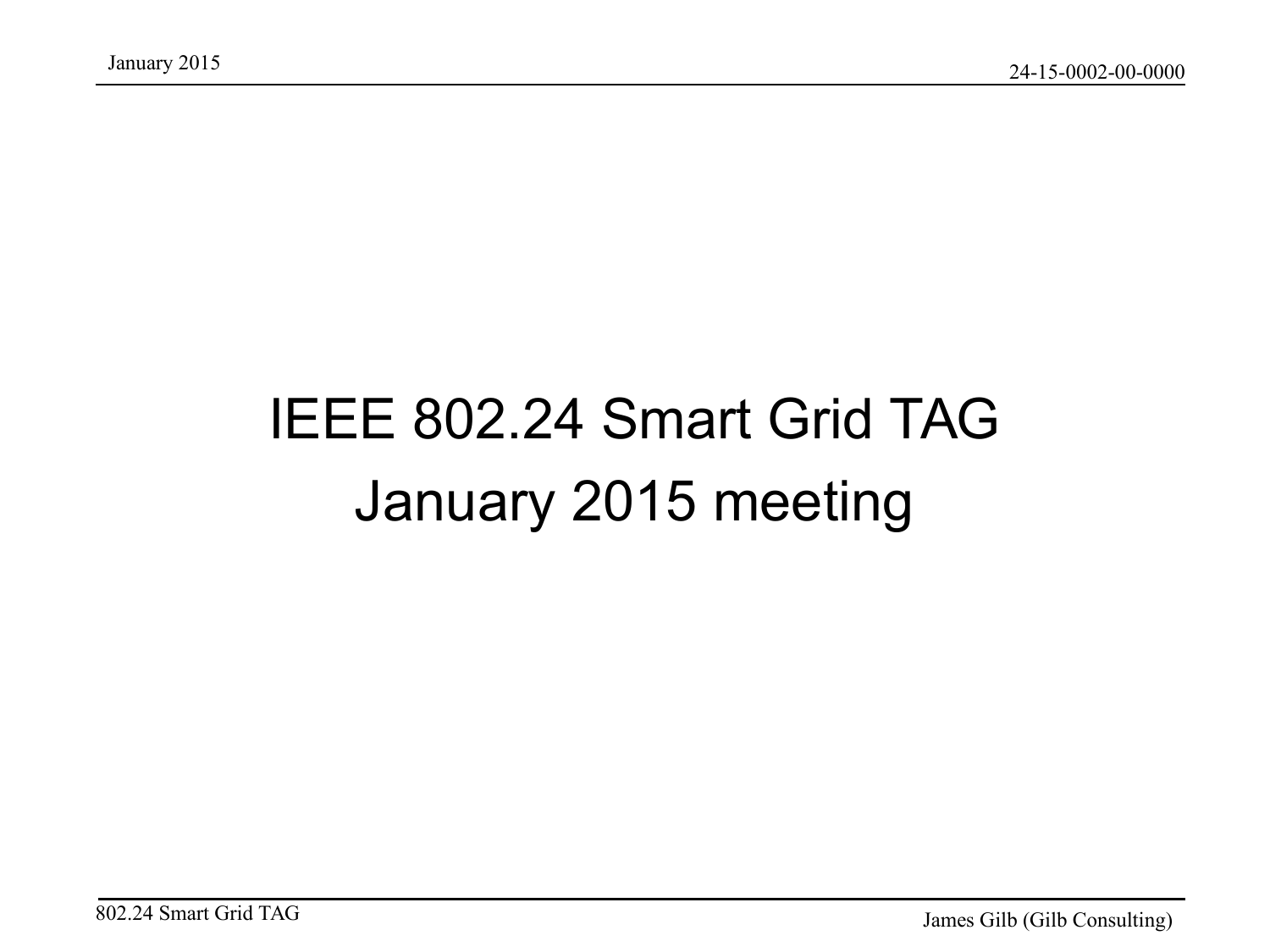# IEEE 802.24 Smart Grid TAG January 2015 meeting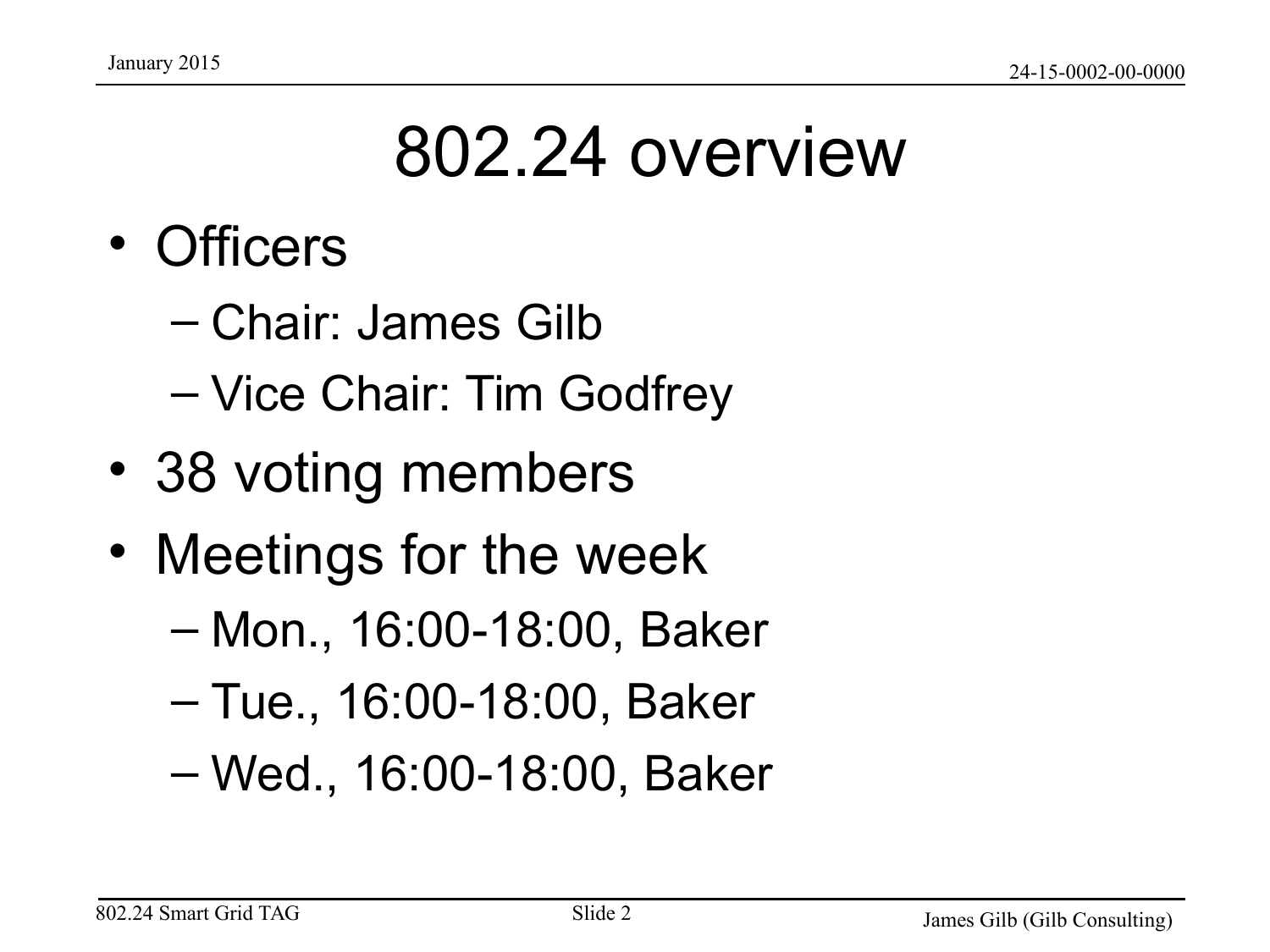# 802.24 overview

- Officers
  - Chair: James Gilb
  - Vice Chair: Tim Godfrey
- 38 voting members
- Meetings for the week
  - Mon., 16:00-18:00, Baker
  - Tue., 16:00-18:00, Baker
  - Wed., 16:00-18:00, Baker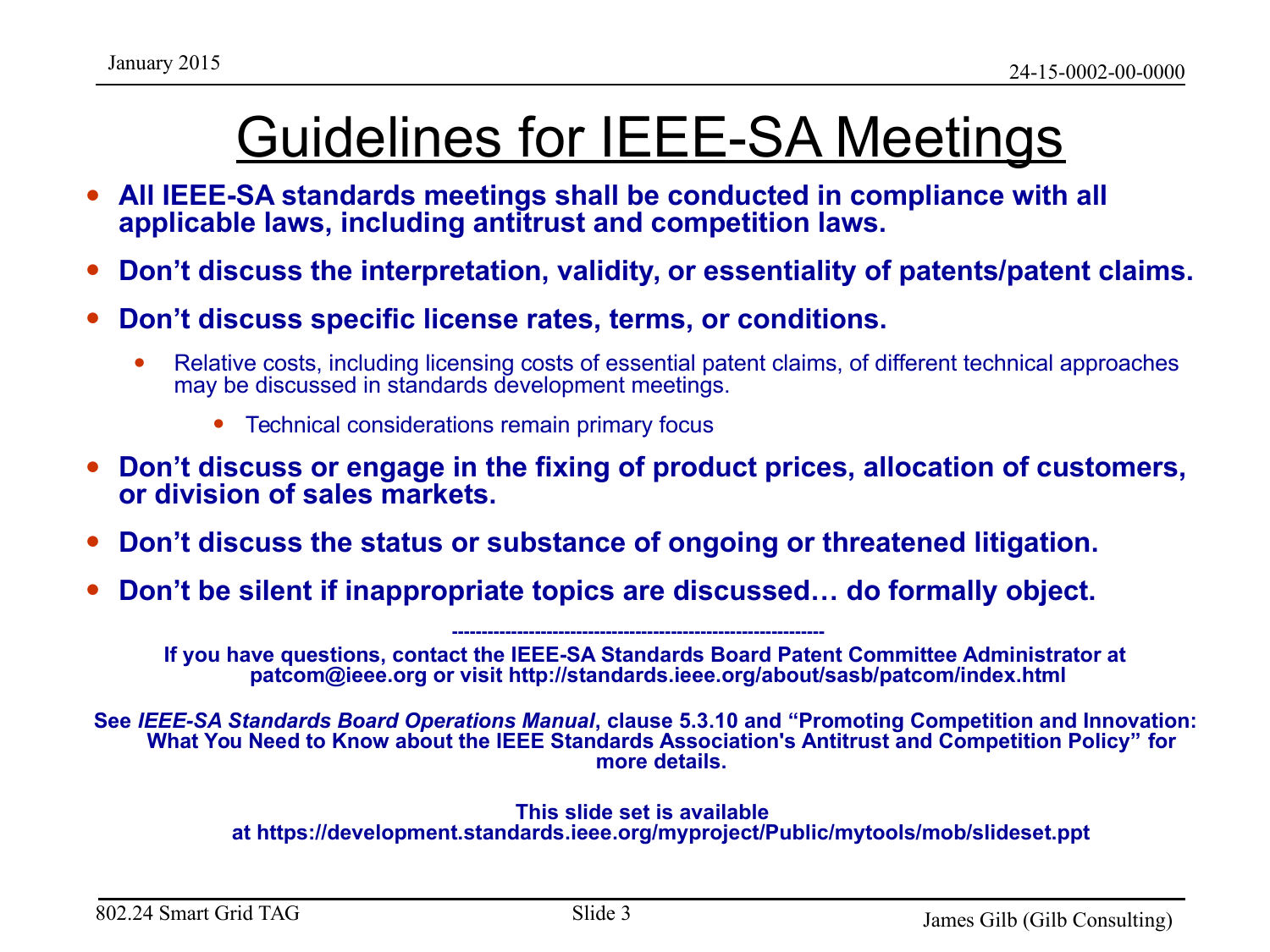# Guidelines for IEEE-SA Meetings

- **All IEEE-SA standards meetings shall be conducted in compliance with all applicable laws, including antitrust and competition laws.**
- **Don't discuss the interpretation, validity, or essentiality of patents/patent claims.**
- **Don't discuss specific license rates, terms, or conditions.**
  - Relative costs, including licensing costs of essential patent claims, of different technical approaches may be discussed in standards development meetings.
    - Technical considerations remain primary focus
- **Don't discuss or engage in the fixing of product prices, allocation of customers, or division of sales markets.**
- **Don't discuss the status or substance of ongoing or threatened litigation.**
- **Don't be silent if inappropriate topics are discussed… do formally object.**

---

**If you have questions, contact the IEEE-SA Standards Board Patent Committee Administrator at patcom@ieee.org or visit http://standards.ieee.org/about/sasb/patcom/index.html**

**See *IEEE-SA Standards Board Operations Manual*, clause 5.3.10 and "Promoting Competition and Innovation: What You Need to Know about the IEEE Standards Association's Antitrust and Competition Policy" for more details.**

**This slide set is available at https://development.standards.ieee.org/myproject/Public/mytools/mob/slideset.ppt**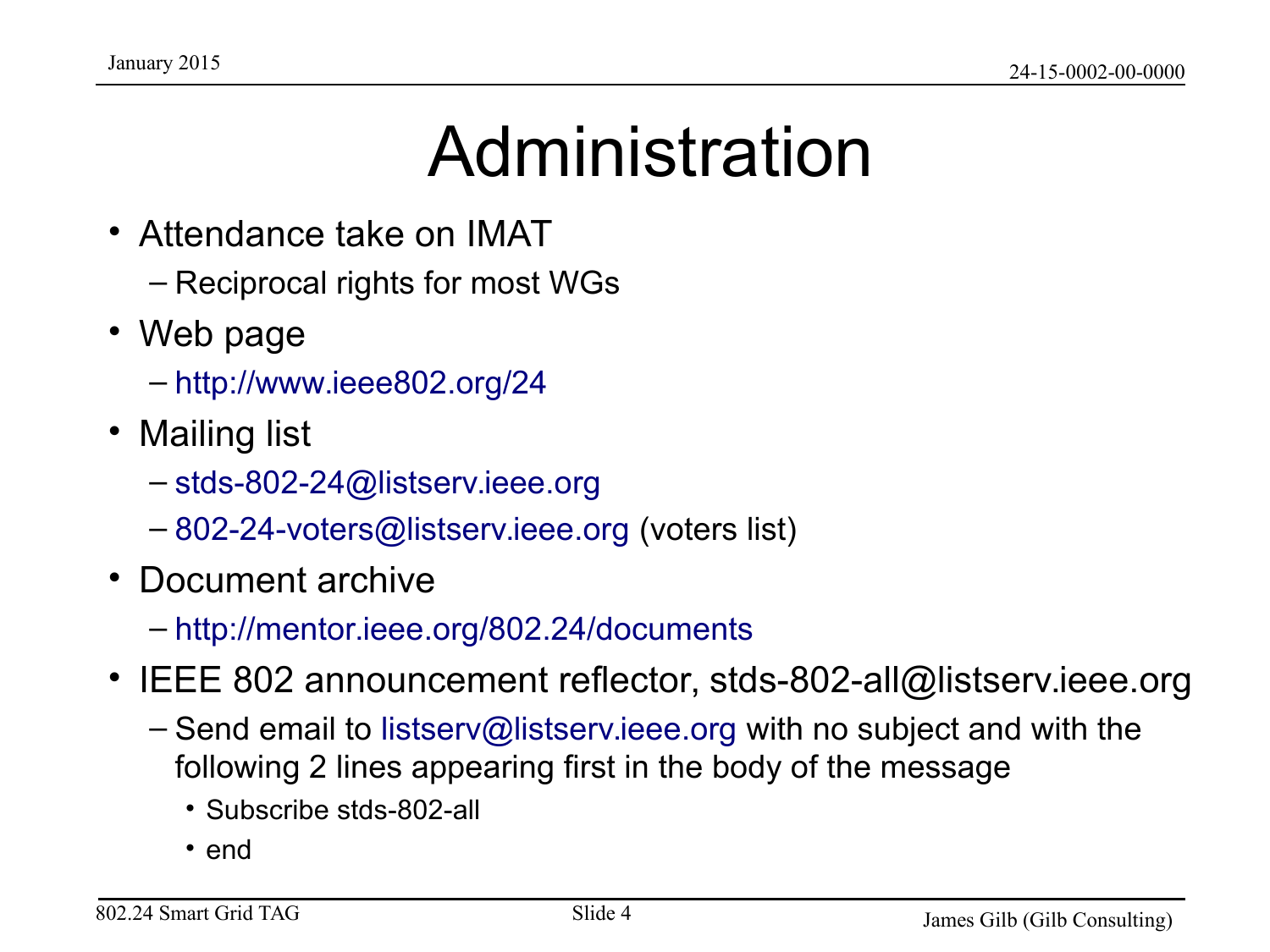# Administration

- Attendance take on IMAT
  - Reciprocal rights for most WGs
- Web page
  - http://www.ieee802.org/24
- Mailing list
  - stds-802-24@listserv.ieee.org
  - 802-24-voters@listserv.ieee.org (voters list)
- Document archive
  - http://mentor.ieee.org/802.24/documents
- IEEE 802 announcement reflector, stds-802-all@listserv.ieee.org
  - Send email to listserv@listserv.ieee.org with no subject and with the following 2 lines appearing first in the body of the message
    - Subscribe stds-802-all
    - end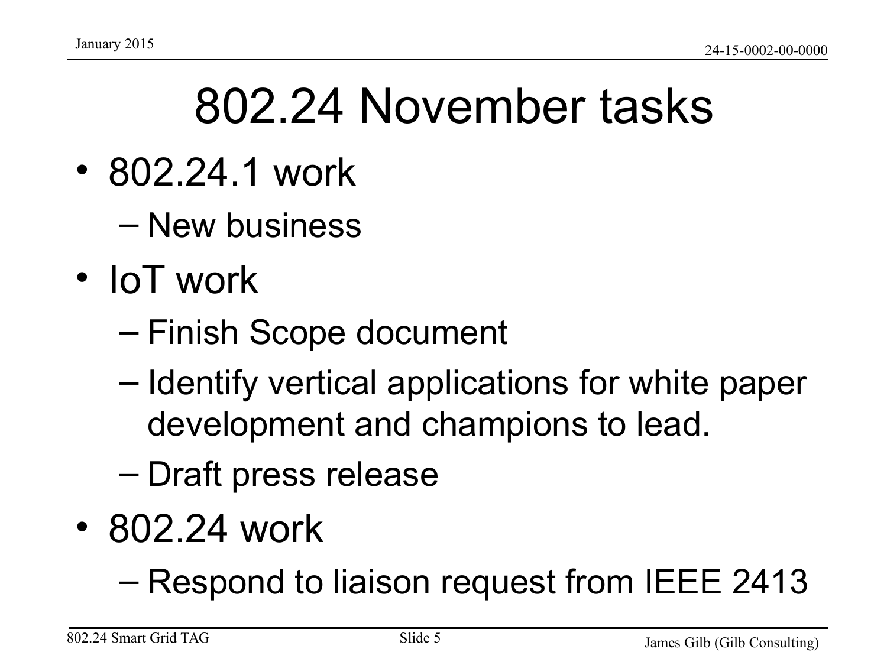# 802.24 November tasks

- 802.24.1 work
  - New business
- IoT work
  - Finish Scope document
  - Identify vertical applications for white paper development and champions to lead.
  - Draft press release
- 802.24 work
  - Respond to liaison request from IEEE 2413